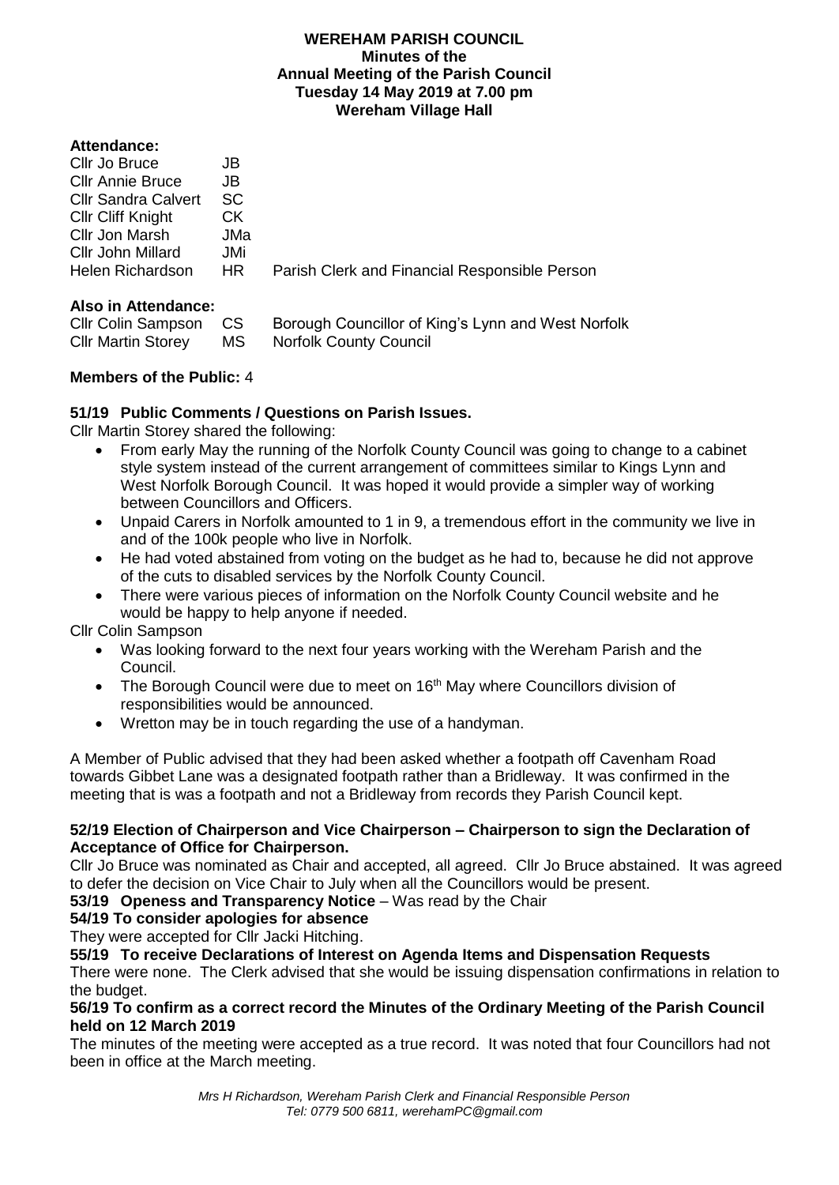# WEREHAM PARISH COUNCIL

## Minutes of the Annual Meeting of the Parish Council

### Tuesday 14 May 2019 at 7.00 pm

### Wereham Village Hall

**Attendance:**

| | | |
|---|---|---|
| Cllr Jo Bruce | JB | |
| Cllr Annie Bruce | JB | |
| Cllr Sandra Calvert | SC | |
| Cllr Cliff Knight | CK | |
| Cllr Jon Marsh | JMa | |
| Cllr John Millard | JMi | |
| Helen Richardson | HR | Parish Clerk and Financial Responsible Person |

**Also in Attendance:**

| | | |
|---|---|---|
| Cllr Colin Sampson | CS | Borough Councillor of King's Lynn and West Norfolk |
| Cllr Martin Storey | MS | Norfolk County Council |

**Members of the Public:** 4

**51/19 Public Comments / Questions on Parish Issues.**

Cllr Martin Storey shared the following:

- From early May the running of the Norfolk County Council was going to change to a cabinet style system instead of the current arrangement of committees similar to Kings Lynn and West Norfolk Borough Council. It was hoped it would provide a simpler way of working between Councillors and Officers.
- Unpaid Carers in Norfolk amounted to 1 in 9, a tremendous effort in the community we live in and of the 100k people who live in Norfolk.
- He had voted abstained from voting on the budget as he had to, because he did not approve of the cuts to disabled services by the Norfolk County Council.
- There were various pieces of information on the Norfolk County Council website and he would be happy to help anyone if needed.

Cllr Colin Sampson

- Was looking forward to the next four years working with the Wereham Parish and the Council.
- The Borough Council were due to meet on 16th May where Councillors division of responsibilities would be announced.
- Wretton may be in touch regarding the use of a handyman.

A Member of Public advised that they had been asked whether a footpath off Cavenham Road towards Gibbet Lane was a designated footpath rather than a Bridleway. It was confirmed in the meeting that is was a footpath and not a Bridleway from records they Parish Council kept.

**52/19 Election of Chairperson and Vice Chairperson – Chairperson to sign the Declaration of Acceptance of Office for Chairperson.**

Cllr Jo Bruce was nominated as Chair and accepted, all agreed. Cllr Jo Bruce abstained. It was agreed to defer the decision on Vice Chair to July when all the Councillors would be present.

**53/19 Openess and Transparency Notice** – Was read by the Chair

**54/19 To consider apologies for absence**

They were accepted for Cllr Jacki Hitching.

**55/19 To receive Declarations of Interest on Agenda Items and Dispensation Requests**

There were none. The Clerk advised that she would be issuing dispensation confirmations in relation to the budget.

**56/19 To confirm as a correct record the Minutes of the Ordinary Meeting of the Parish Council held on 12 March 2019**

The minutes of the meeting were accepted as a true record. It was noted that four Councillors had not been in office at the March meeting.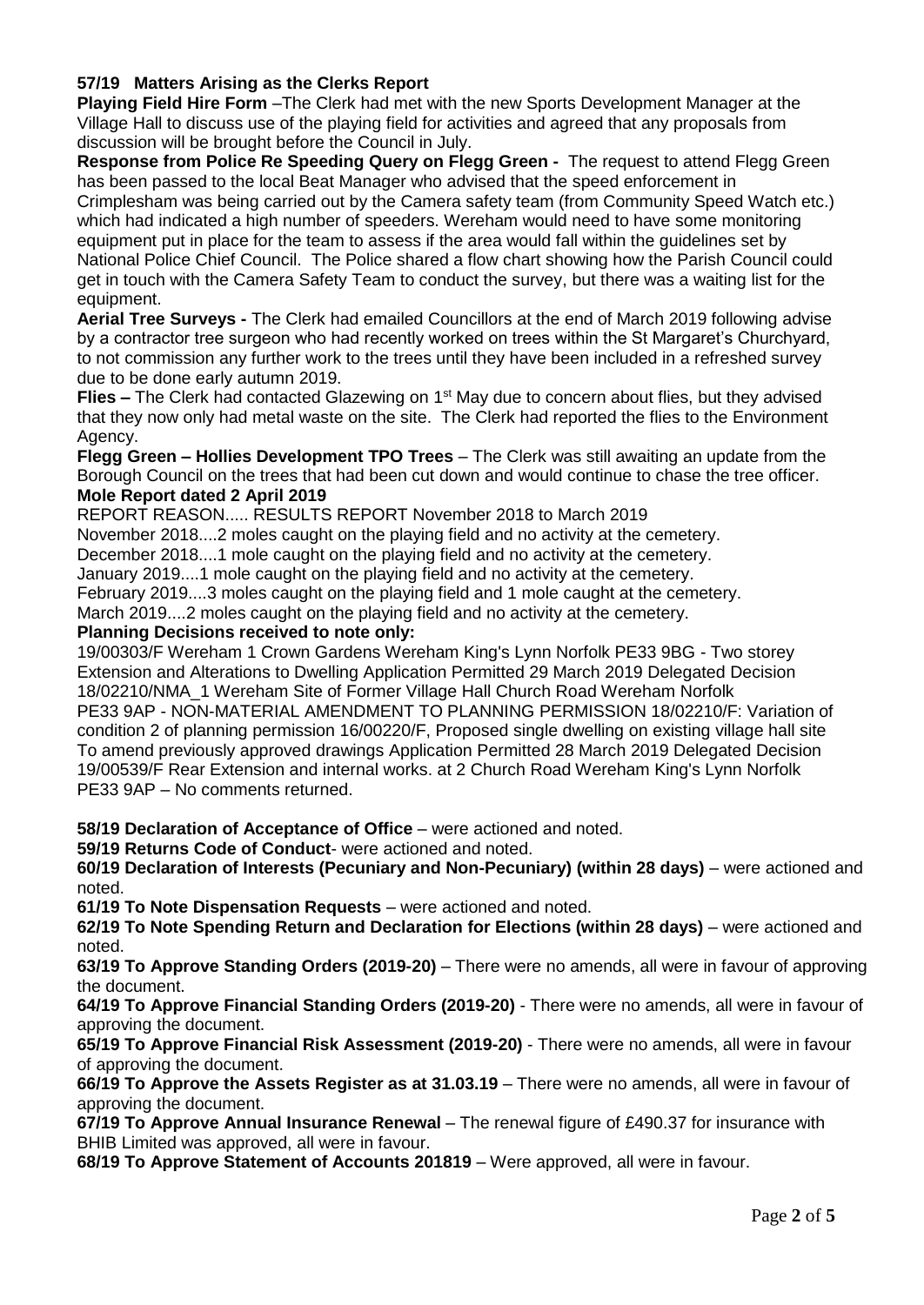**57/19 Matters Arising as the Clerks Report**

**Playing Field Hire Form** –The Clerk had met with the new Sports Development Manager at the Village Hall to discuss use of the playing field for activities and agreed that any proposals from discussion will be brought before the Council in July.

**Response from Police Re Speeding Query on Flegg Green -** The request to attend Flegg Green has been passed to the local Beat Manager who advised that the speed enforcement in Crimplesham was being carried out by the Camera safety team (from Community Speed Watch etc.) which had indicated a high number of speeders. Wereham would need to have some monitoring equipment put in place for the team to assess if the area would fall within the guidelines set by National Police Chief Council. The Police shared a flow chart showing how the Parish Council could get in touch with the Camera Safety Team to conduct the survey, but there was a waiting list for the equipment.

**Aerial Tree Surveys -** The Clerk had emailed Councillors at the end of March 2019 following advise by a contractor tree surgeon who had recently worked on trees within the St Margaret's Churchyard, to not commission any further work to the trees until they have been included in a refreshed survey due to be done early autumn 2019.

**Flies –** The Clerk had contacted Glazewing on 1st May due to concern about flies, but they advised that they now only had metal waste on the site. The Clerk had reported the flies to the Environment Agency.

**Flegg Green – Hollies Development TPO Trees** – The Clerk was still awaiting an update from the Borough Council on the trees that had been cut down and would continue to chase the tree officer.

**Mole Report dated 2 April 2019**

REPORT REASON..... RESULTS REPORT November 2018 to March 2019

November 2018....2 moles caught on the playing field and no activity at the cemetery.

December 2018....1 mole caught on the playing field and no activity at the cemetery.

January 2019....1 mole caught on the playing field and no activity at the cemetery.

February 2019....3 moles caught on the playing field and 1 mole caught at the cemetery.

March 2019....2 moles caught on the playing field and no activity at the cemetery.

**Planning Decisions received to note only:**

19/00303/F Wereham 1 Crown Gardens Wereham King's Lynn Norfolk PE33 9BG - Two storey Extension and Alterations to Dwelling Application Permitted 29 March 2019 Delegated Decision

18/02210/NMA_1 Wereham Site of Former Village Hall Church Road Wereham Norfolk PE33 9AP - NON-MATERIAL AMENDMENT TO PLANNING PERMISSION 18/02210/F: Variation of condition 2 of planning permission 16/00220/F, Proposed single dwelling on existing village hall site To amend previously approved drawings Application Permitted 28 March 2019 Delegated Decision

19/00539/F Rear Extension and internal works. at 2 Church Road Wereham King's Lynn Norfolk PE33 9AP – No comments returned.

**58/19 Declaration of Acceptance of Office** – were actioned and noted.

**59/19 Returns Code of Conduct**- were actioned and noted.

**60/19 Declaration of Interests (Pecuniary and Non-Pecuniary) (within 28 days)** – were actioned and noted.

**61/19 To Note Dispensation Requests** – were actioned and noted.

**62/19 To Note Spending Return and Declaration for Elections (within 28 days)** – were actioned and noted.

**63/19 To Approve Standing Orders (2019-20)** – There were no amends, all were in favour of approving the document.

**64/19 To Approve Financial Standing Orders (2019-20)** - There were no amends, all were in favour of approving the document.

**65/19 To Approve Financial Risk Assessment (2019-20)** - There were no amends, all were in favour of approving the document.

**66/19 To Approve the Assets Register as at 31.03.19** – There were no amends, all were in favour of approving the document.

**67/19 To Approve Annual Insurance Renewal** – The renewal figure of £490.37 for insurance with BHIB Limited was approved, all were in favour.

**68/19 To Approve Statement of Accounts 201819** – Were approved, all were in favour.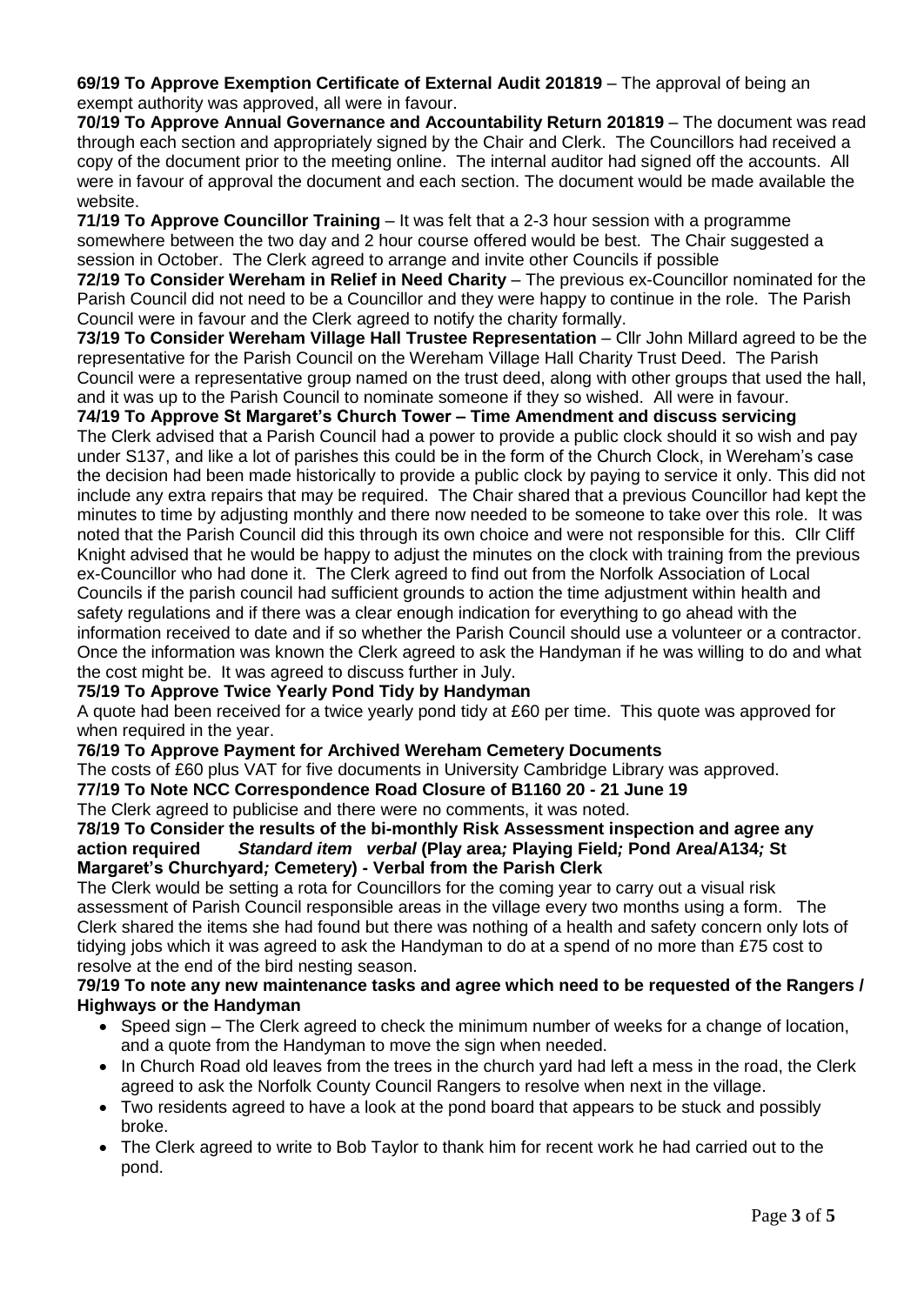**69/19 To Approve Exemption Certificate of External Audit 201819** – The approval of being an exempt authority was approved, all were in favour.

**70/19 To Approve Annual Governance and Accountability Return 201819** – The document was read through each section and appropriately signed by the Chair and Clerk. The Councillors had received a copy of the document prior to the meeting online. The internal auditor had signed off the accounts. All were in favour of approval the document and each section. The document would be made available the website.

**71/19 To Approve Councillor Training** – It was felt that a 2-3 hour session with a programme somewhere between the two day and 2 hour course offered would be best. The Chair suggested a session in October. The Clerk agreed to arrange and invite other Councils if possible

**72/19 To Consider Wereham in Relief in Need Charity** – The previous ex-Councillor nominated for the Parish Council did not need to be a Councillor and they were happy to continue in the role. The Parish Council were in favour and the Clerk agreed to notify the charity formally.

**73/19 To Consider Wereham Village Hall Trustee Representation** – Cllr John Millard agreed to be the representative for the Parish Council on the Wereham Village Hall Charity Trust Deed. The Parish Council were a representative group named on the trust deed, along with other groups that used the hall, and it was up to the Parish Council to nominate someone if they so wished. All were in favour.

**74/19 To Approve St Margaret's Church Tower – Time Amendment and discuss servicing**

The Clerk advised that a Parish Council had a power to provide a public clock should it so wish and pay under S137, and like a lot of parishes this could be in the form of the Church Clock, in Wereham's case the decision had been made historically to provide a public clock by paying to service it only. This did not include any extra repairs that may be required. The Chair shared that a previous Councillor had kept the minutes to time by adjusting monthly and there now needed to be someone to take over this role. It was noted that the Parish Council did this through its own choice and were not responsible for this. Cllr Cliff Knight advised that he would be happy to adjust the minutes on the clock with training from the previous ex-Councillor who had done it. The Clerk agreed to find out from the Norfolk Association of Local Councils if the parish council had sufficient grounds to action the time adjustment within health and safety regulations and if there was a clear enough indication for everything to go ahead with the information received to date and if so whether the Parish Council should use a volunteer or a contractor. Once the information was known the Clerk agreed to ask the Handyman if he was willing to do and what the cost might be. It was agreed to discuss further in July.

**75/19 To Approve Twice Yearly Pond Tidy by Handyman**

A quote had been received for a twice yearly pond tidy at £60 per time. This quote was approved for when required in the year.

**76/19 To Approve Payment for Archived Wereham Cemetery Documents**

The costs of £60 plus VAT for five documents in University Cambridge Library was approved.

**77/19 To Note NCC Correspondence Road Closure of B1160 20 - 21 June 19**

The Clerk agreed to publicise and there were no comments, it was noted.

**78/19 To Consider the results of the bi-monthly Risk Assessment inspection and agree any action required** ***Standard item verbal*** **(Play area*;* Playing Field*;* Pond Area/A134*;* St Margaret's Churchyard*;* Cemetery) - Verbal from the Parish Clerk**

The Clerk would be setting a rota for Councillors for the coming year to carry out a visual risk assessment of Parish Council responsible areas in the village every two months using a form. The Clerk shared the items she had found but there was nothing of a health and safety concern only lots of tidying jobs which it was agreed to ask the Handyman to do at a spend of no more than £75 cost to resolve at the end of the bird nesting season.

**79/19 To note any new maintenance tasks and agree which need to be requested of the Rangers / Highways or the Handyman**

- Speed sign – The Clerk agreed to check the minimum number of weeks for a change of location, and a quote from the Handyman to move the sign when needed.
- In Church Road old leaves from the trees in the church yard had left a mess in the road, the Clerk agreed to ask the Norfolk County Council Rangers to resolve when next in the village.
- Two residents agreed to have a look at the pond board that appears to be stuck and possibly broke.
- The Clerk agreed to write to Bob Taylor to thank him for recent work he had carried out to the pond.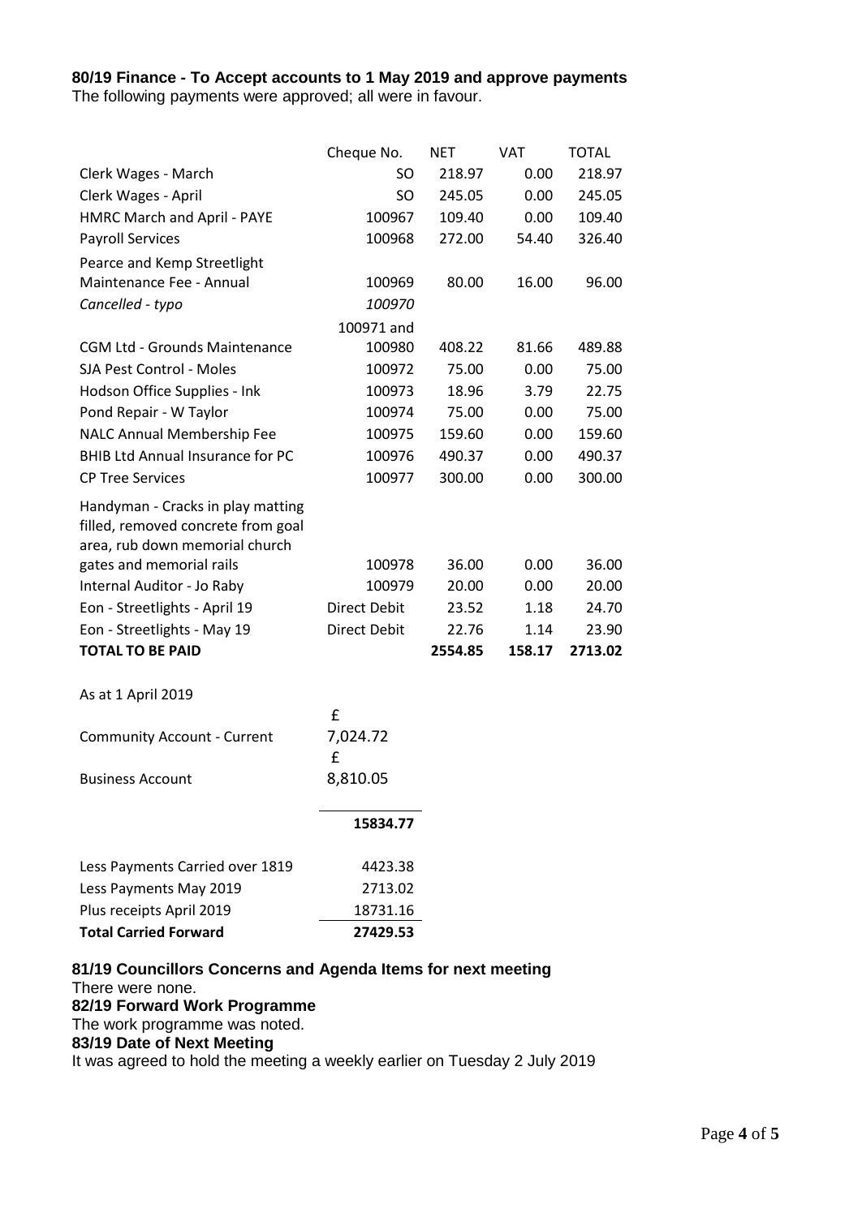**80/19 Finance - To Accept accounts to 1 May 2019 and approve payments**
The following payments were approved; all were in favour.

| | Cheque No. | NET | VAT | TOTAL |
|---|---|---|---|---|
| Clerk Wages - March | SO | 218.97 | 0.00 | 218.97 |
| Clerk Wages - April | SO | 245.05 | 0.00 | 245.05 |
| HMRC March and April - PAYE | 100967 | 109.40 | 0.00 | 109.40 |
| Payroll Services | 100968 | 272.00 | 54.40 | 326.40 |
| Pearce and Kemp Streetlight Maintenance Fee - Annual | 100969 | 80.00 | 16.00 | 96.00 |
| *Cancelled - typo* | *100970* | | | |
| CGM Ltd - Grounds Maintenance | 100971 and 100980 | 408.22 | 81.66 | 489.88 |
| SJA Pest Control - Moles | 100972 | 75.00 | 0.00 | 75.00 |
| Hodson Office Supplies - Ink | 100973 | 18.96 | 3.79 | 22.75 |
| Pond Repair - W Taylor | 100974 | 75.00 | 0.00 | 75.00 |
| NALC Annual Membership Fee | 100975 | 159.60 | 0.00 | 159.60 |
| BHIB Ltd Annual Insurance for PC | 100976 | 490.37 | 0.00 | 490.37 |
| CP Tree Services | 100977 | 300.00 | 0.00 | 300.00 |
| Handyman - Cracks in play matting filled, removed concrete from goal area, rub down memorial church gates and memorial rails | 100978 | 36.00 | 0.00 | 36.00 |
| Internal Auditor - Jo Raby | 100979 | 20.00 | 0.00 | 20.00 |
| Eon - Streetlights - April 19 | Direct Debit | 23.52 | 1.18 | 24.70 |
| Eon - Streetlights - May 19 | Direct Debit | 22.76 | 1.14 | 23.90 |
| **TOTAL TO BE PAID** | | **2554.85** | **158.17** | **2713.02** |

| As at 1 April 2019 | |
|---|---|
| Community Account - Current | £ 7,024.72 |
| Business Account | £ 8,810.05 |
| | **15834.77** |
| Less Payments Carried over 1819 | 4423.38 |
| Less Payments May 2019 | 2713.02 |
| Plus receipts April 2019 | 18731.16 |
| **Total Carried Forward** | **27429.53** |

**81/19 Councillors Concerns and Agenda Items for next meeting**
There were none.

**82/19 Forward Work Programme**
The work programme was noted.

**83/19 Date of Next Meeting**
It was agreed to hold the meeting a weekly earlier on Tuesday 2 July 2019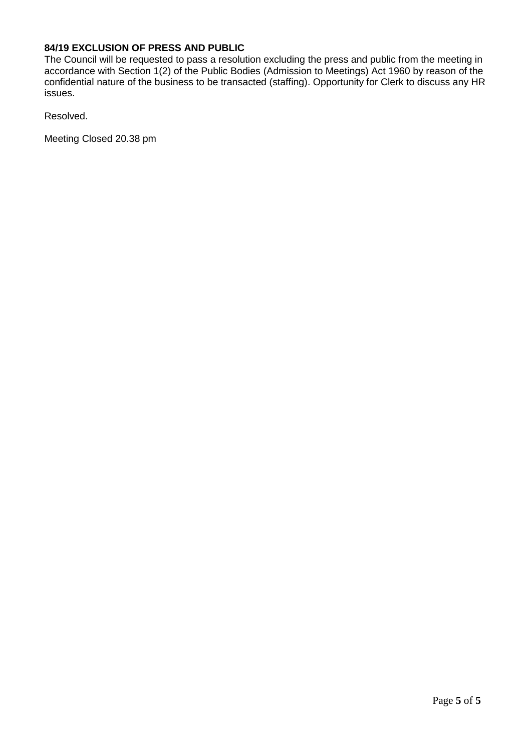**84/19 EXCLUSION OF PRESS AND PUBLIC**

The Council will be requested to pass a resolution excluding the press and public from the meeting in accordance with Section 1(2) of the Public Bodies (Admission to Meetings) Act 1960 by reason of the confidential nature of the business to be transacted (staffing). Opportunity for Clerk to discuss any HR issues.

Resolved.

Meeting Closed 20.38 pm